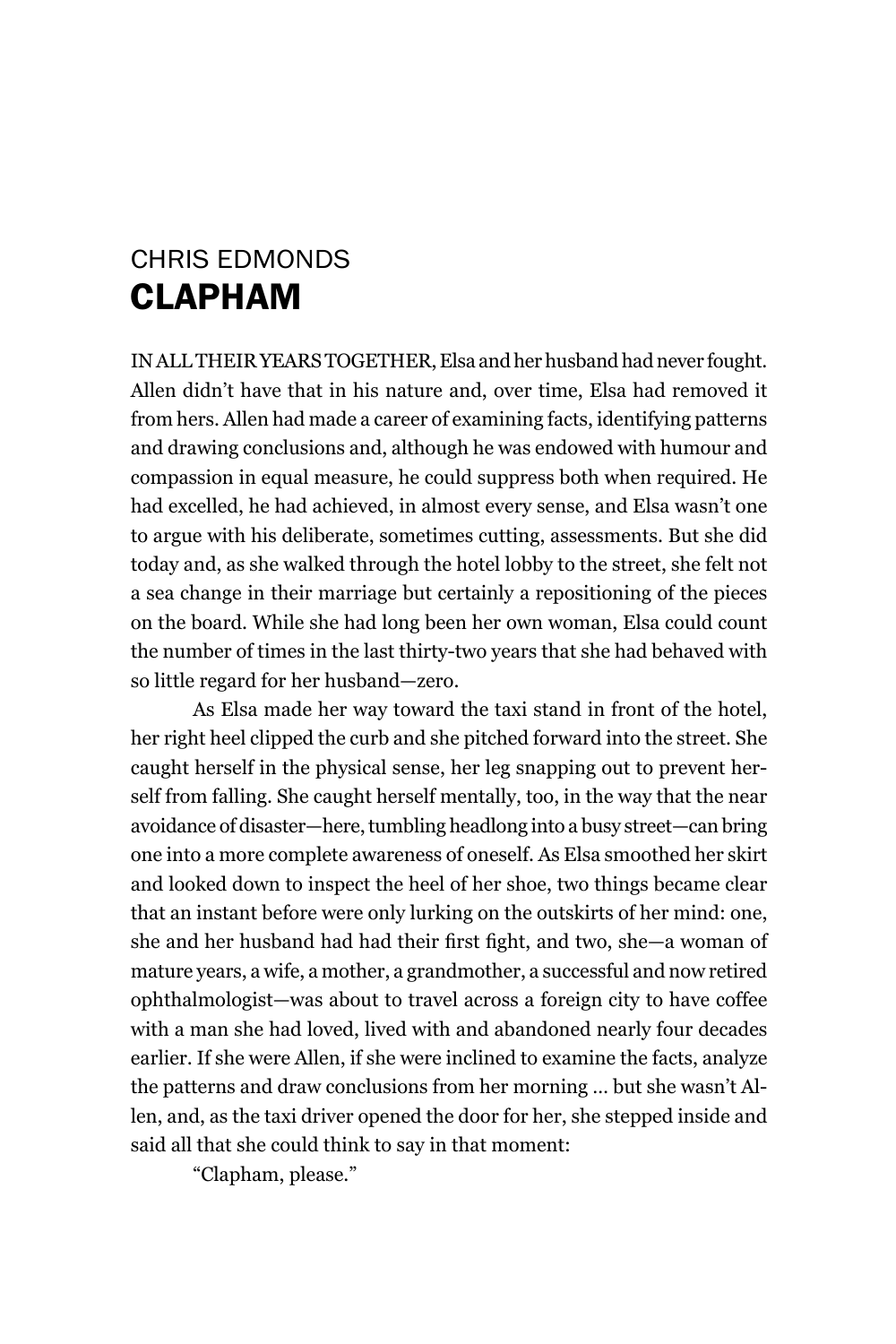CHRIS EDMONDS

# CLAPHAM

IN ALL THEIR YEARS TOGETHER, Elsa and her husband had never fought. Allen didn't have that in his nature and, over time, Elsa had removed it from hers. Allen had made a career of examining facts, identifying patterns and drawing conclusions and, although he was endowed with humour and compassion in equal measure, he could suppress both when required. He had excelled, he had achieved, in almost every sense, and Elsa wasn't one to argue with his deliberate, sometimes cutting, assessments. But she did today and, as she walked through the hotel lobby to the street, she felt not a sea change in their marriage but certainly a repositioning of the pieces on the board. While she had long been her own woman, Elsa could count the number of times in the last thirty-two years that she had behaved with so little regard for her husband—zero.

As Elsa made her way toward the taxi stand in front of the hotel, her right heel clipped the curb and she pitched forward into the street. She caught herself in the physical sense, her leg snapping out to prevent herself from falling. She caught herself mentally, too, in the way that the near avoidance of disaster—here, tumbling headlong into a busy street—can bring one into a more complete awareness of oneself. As Elsa smoothed her skirt and looked down to inspect the heel of her shoe, two things became clear that an instant before were only lurking on the outskirts of her mind: one, she and her husband had had their first fight, and two, she—a woman of mature years, a wife, a mother, a grandmother, a successful and now retired ophthalmologist—was about to travel across a foreign city to have coffee with a man she had loved, lived with and abandoned nearly four decades earlier. If she were Allen, if she were inclined to examine the facts, analyze the patterns and draw conclusions from her morning … but she wasn't Allen, and, as the taxi driver opened the door for her, she stepped inside and said all that she could think to say in that moment:

"Clapham, please."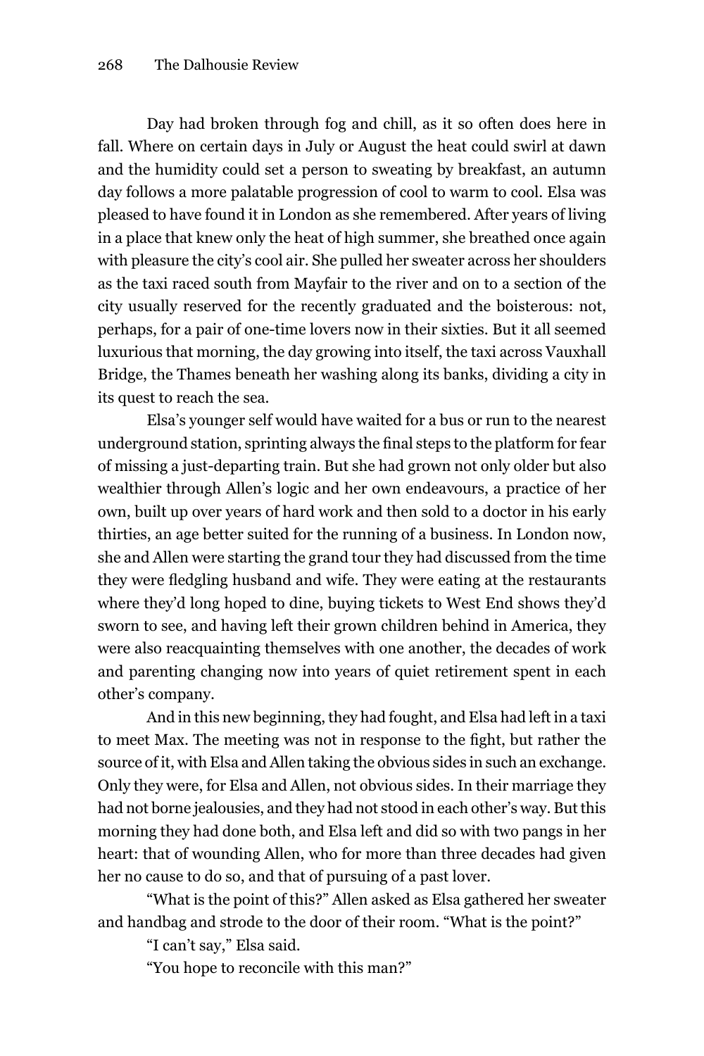Day had broken through fog and chill, as it so often does here in fall. Where on certain days in July or August the heat could swirl at dawn and the humidity could set a person to sweating by breakfast, an autumn day follows a more palatable progression of cool to warm to cool. Elsa was pleased to have found it in London as she remembered. After years of living in a place that knew only the heat of high summer, she breathed once again with pleasure the city's cool air. She pulled her sweater across her shoulders as the taxi raced south from Mayfair to the river and on to a section of the city usually reserved for the recently graduated and the boisterous: not, perhaps, for a pair of one-time lovers now in their sixties. But it all seemed luxurious that morning, the day growing into itself, the taxi across Vauxhall Bridge, the Thames beneath her washing along its banks, dividing a city in its quest to reach the sea.

Elsa's younger self would have waited for a bus or run to the nearest underground station, sprinting always the final steps to the platform for fear of missing a just-departing train. But she had grown not only older but also wealthier through Allen's logic and her own endeavours, a practice of her own, built up over years of hard work and then sold to a doctor in his early thirties, an age better suited for the running of a business. In London now, she and Allen were starting the grand tour they had discussed from the time they were fledgling husband and wife. They were eating at the restaurants where they'd long hoped to dine, buying tickets to West End shows they'd sworn to see, and having left their grown children behind in America, they were also reacquainting themselves with one another, the decades of work and parenting changing now into years of quiet retirement spent in each other's company.

And in this new beginning, they had fought, and Elsa had left in a taxi to meet Max. The meeting was not in response to the fight, but rather the source of it, with Elsa and Allen taking the obvious sides in such an exchange. Only they were, for Elsa and Allen, not obvious sides. In their marriage they had not borne jealousies, and they had not stood in each other's way. But this morning they had done both, and Elsa left and did so with two pangs in her heart: that of wounding Allen, who for more than three decades had given her no cause to do so, and that of pursuing of a past lover.

"What is the point of this?" Allen asked as Elsa gathered her sweater and handbag and strode to the door of their room. "What is the point?"

"I can't say," Elsa said.

"You hope to reconcile with this man?"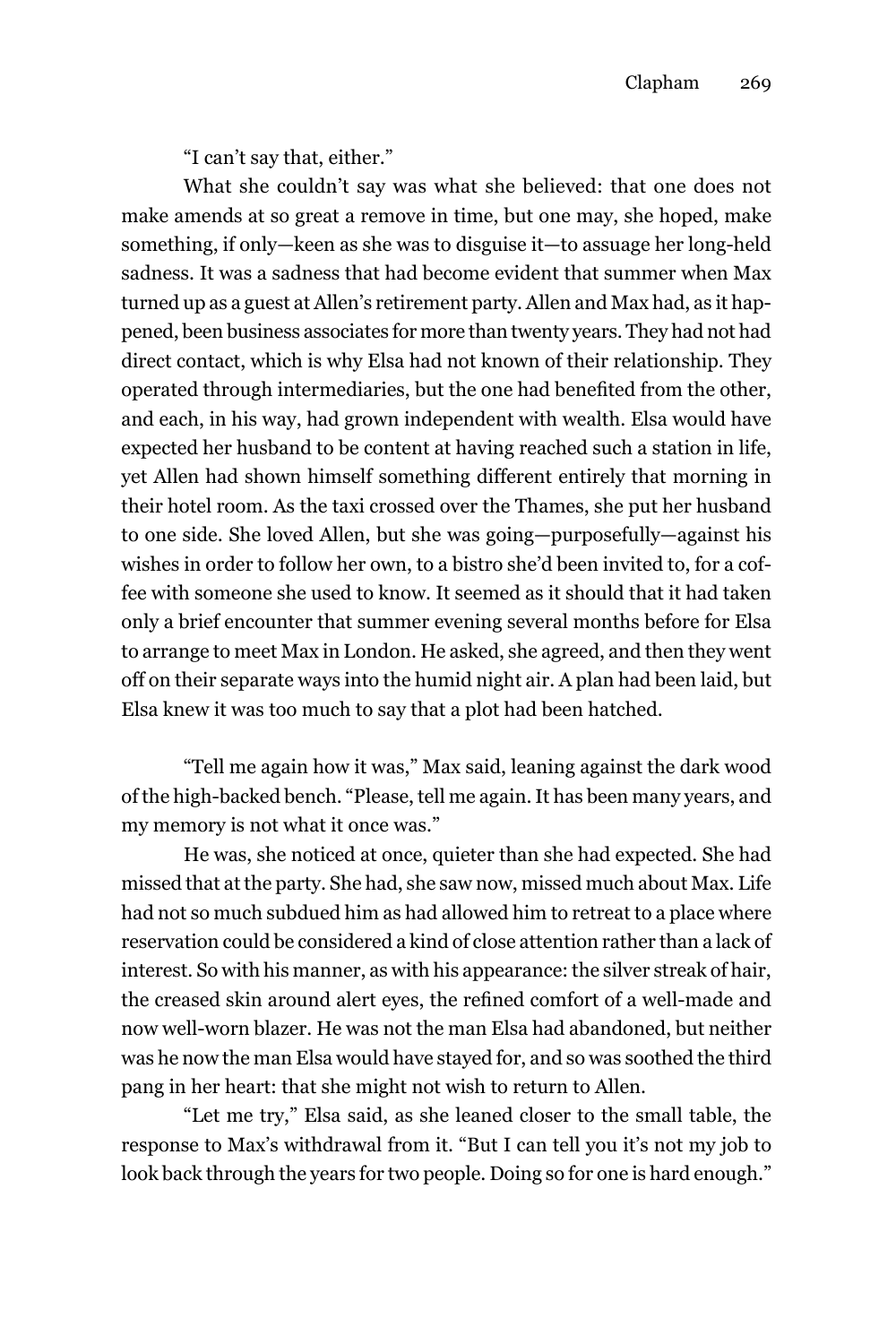"I can't say that, either."

What she couldn't say was what she believed: that one does not make amends at so great a remove in time, but one may, she hoped, make something, if only—keen as she was to disguise it—to assuage her long-held sadness. It was a sadness that had become evident that summer when Max turned up as a guest at Allen's retirement party. Allen and Max had, as it happened, been business associates for more than twenty years. They had not had direct contact, which is why Elsa had not known of their relationship. They operated through intermediaries, but the one had benefited from the other, and each, in his way, had grown independent with wealth. Elsa would have expected her husband to be content at having reached such a station in life, yet Allen had shown himself something different entirely that morning in their hotel room. As the taxi crossed over the Thames, she put her husband to one side. She loved Allen, but she was going—purposefully—against his wishes in order to follow her own, to a bistro she'd been invited to, for a coffee with someone she used to know. It seemed as it should that it had taken only a brief encounter that summer evening several months before for Elsa to arrange to meet Max in London. He asked, she agreed, and then they went off on their separate ways into the humid night air. A plan had been laid, but Elsa knew it was too much to say that a plot had been hatched.

"Tell me again how it was," Max said, leaning against the dark wood of the high-backed bench. "Please, tell me again. It has been many years, and my memory is not what it once was."

He was, she noticed at once, quieter than she had expected. She had missed that at the party. She had, she saw now, missed much about Max. Life had not so much subdued him as had allowed him to retreat to a place where reservation could be considered a kind of close attention rather than a lack of interest. So with his manner, as with his appearance: the silver streak of hair, the creased skin around alert eyes, the refined comfort of a well-made and now well-worn blazer. He was not the man Elsa had abandoned, but neither was he now the man Elsa would have stayed for, and so was soothed the third pang in her heart: that she might not wish to return to Allen.

"Let me try," Elsa said, as she leaned closer to the small table, the response to Max's withdrawal from it. "But I can tell you it's not my job to look back through the years for two people. Doing so for one is hard enough."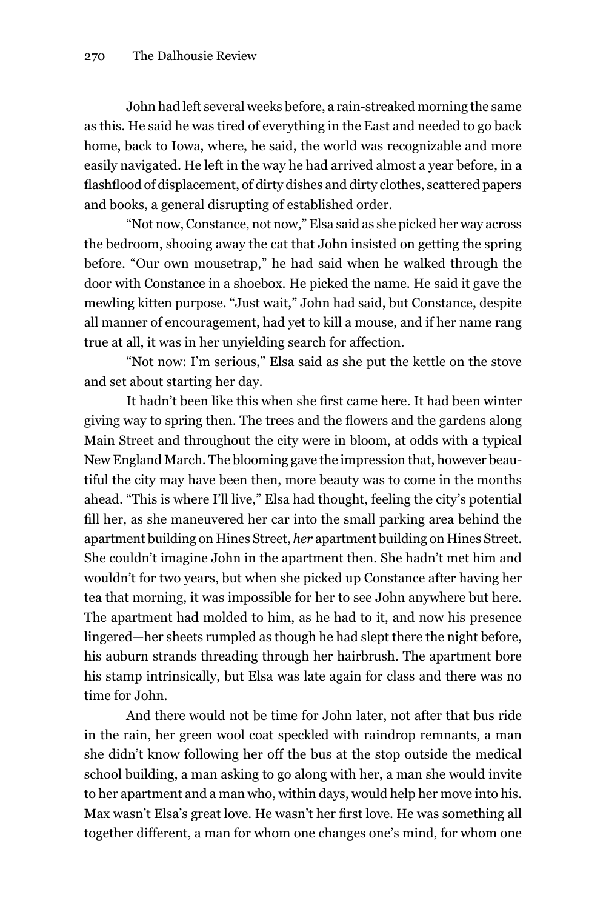John had left several weeks before, a rain-streaked morning the same as this. He said he was tired of everything in the East and needed to go back home, back to Iowa, where, he said, the world was recognizable and more easily navigated. He left in the way he had arrived almost a year before, in a flashflood of displacement, of dirty dishes and dirty clothes, scattered papers and books, a general disrupting of established order.

"Not now, Constance, not now," Elsa said as she picked her way across the bedroom, shooing away the cat that John insisted on getting the spring before. "Our own mousetrap," he had said when he walked through the door with Constance in a shoebox. He picked the name. He said it gave the mewling kitten purpose. "Just wait," John had said, but Constance, despite all manner of encouragement, had yet to kill a mouse, and if her name rang true at all, it was in her unyielding search for affection.

"Not now: I'm serious," Elsa said as she put the kettle on the stove and set about starting her day.

It hadn't been like this when she first came here. It had been winter giving way to spring then. The trees and the flowers and the gardens along Main Street and throughout the city were in bloom, at odds with a typical New England March. The blooming gave the impression that, however beautiful the city may have been then, more beauty was to come in the months ahead. "This is where I'll live," Elsa had thought, feeling the city's potential fill her, as she maneuvered her car into the small parking area behind the apartment building on Hines Street, *her* apartment building on Hines Street. She couldn't imagine John in the apartment then. She hadn't met him and wouldn't for two years, but when she picked up Constance after having her tea that morning, it was impossible for her to see John anywhere but here. The apartment had molded to him, as he had to it, and now his presence lingered—her sheets rumpled as though he had slept there the night before, his auburn strands threading through her hairbrush. The apartment bore his stamp intrinsically, but Elsa was late again for class and there was no time for John.

And there would not be time for John later, not after that bus ride in the rain, her green wool coat speckled with raindrop remnants, a man she didn't know following her off the bus at the stop outside the medical school building, a man asking to go along with her, a man she would invite to her apartment and a man who, within days, would help her move into his. Max wasn't Elsa's great love. He wasn't her first love. He was something all together different, a man for whom one changes one's mind, for whom one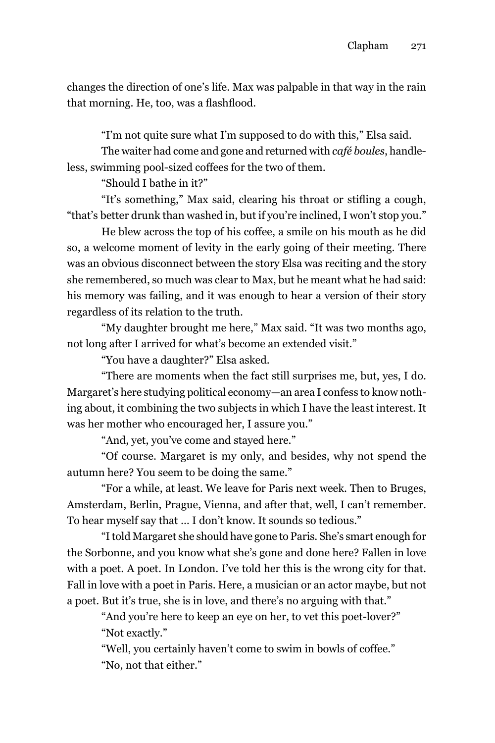changes the direction of one's life. Max was palpable in that way in the rain that morning. He, too, was a flashflood.

"I'm not quite sure what I'm supposed to do with this," Elsa said.

The waiter had come and gone and returned with *café boules*, handleless, swimming pool-sized coffees for the two of them.

"Should I bathe in it?"

"It's something," Max said, clearing his throat or stifling a cough, "that's better drunk than washed in, but if you're inclined, I won't stop you."

He blew across the top of his coffee, a smile on his mouth as he did so, a welcome moment of levity in the early going of their meeting. There was an obvious disconnect between the story Elsa was reciting and the story she remembered, so much was clear to Max, but he meant what he had said: his memory was failing, and it was enough to hear a version of their story regardless of its relation to the truth.

"My daughter brought me here," Max said. "It was two months ago, not long after I arrived for what's become an extended visit."

"You have a daughter?" Elsa asked.

"There are moments when the fact still surprises me, but, yes, I do. Margaret's here studying political economy—an area I confess to know nothing about, it combining the two subjects in which I have the least interest. It was her mother who encouraged her, I assure you."

"And, yet, you've come and stayed here."

"Of course. Margaret is my only, and besides, why not spend the autumn here? You seem to be doing the same."

"For a while, at least. We leave for Paris next week. Then to Bruges, Amsterdam, Berlin, Prague, Vienna, and after that, well, I can't remember. To hear myself say that … I don't know. It sounds so tedious."

"I told Margaret she should have gone to Paris. She's smart enough for the Sorbonne, and you know what she's gone and done here? Fallen in love with a poet. A poet. In London. I've told her this is the wrong city for that. Fall in love with a poet in Paris. Here, a musician or an actor maybe, but not a poet. But it's true, she is in love, and there's no arguing with that."

"And you're here to keep an eye on her, to vet this poet-lover?"

"Not exactly."

"Well, you certainly haven't come to swim in bowls of coffee."

"No, not that either."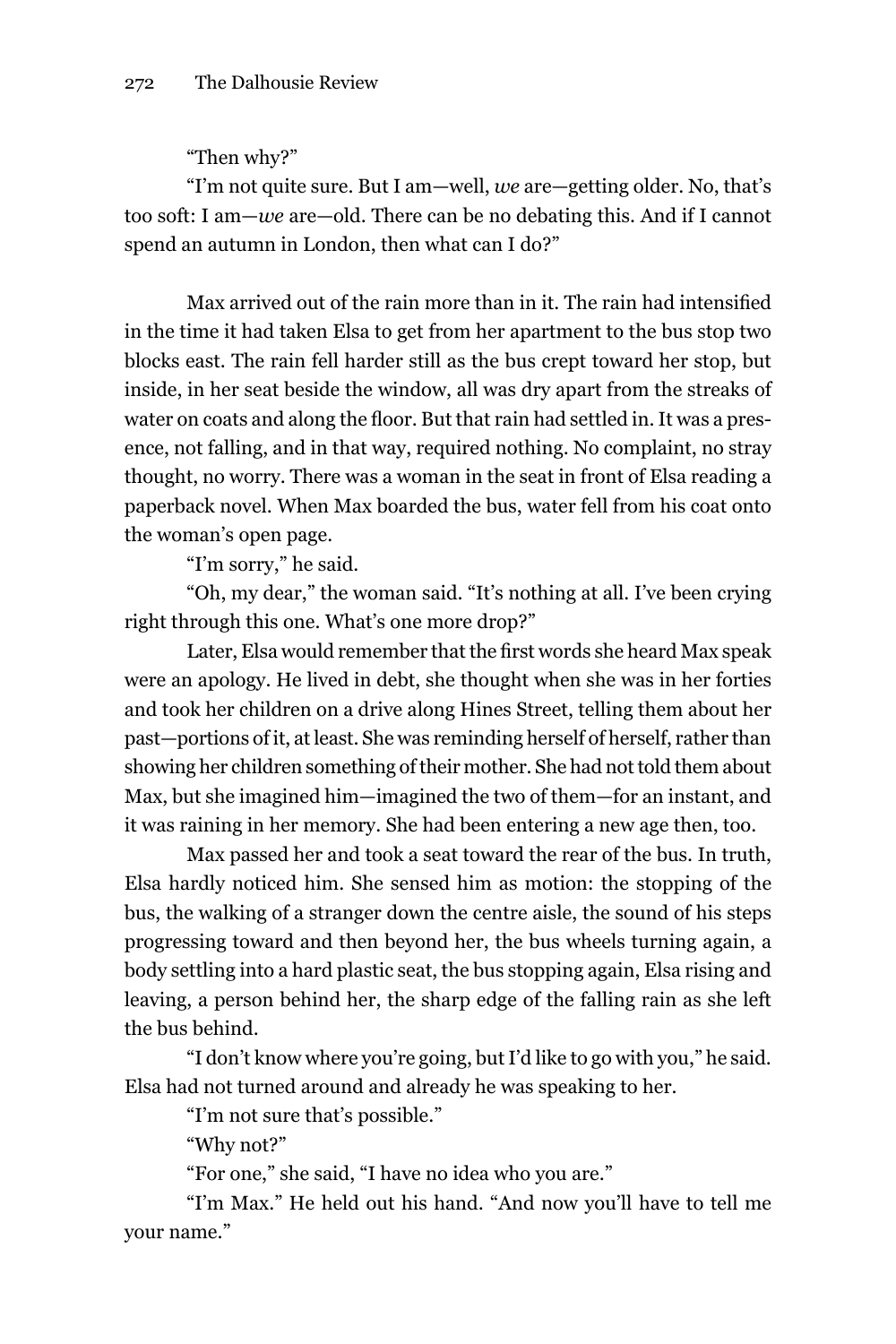"Then why?"

"I'm not quite sure. But I am—well, *we* are—getting older. No, that's too soft: I am—*we* are—old. There can be no debating this. And if I cannot spend an autumn in London, then what can I do?"

Max arrived out of the rain more than in it. The rain had intensified in the time it had taken Elsa to get from her apartment to the bus stop two blocks east. The rain fell harder still as the bus crept toward her stop, but inside, in her seat beside the window, all was dry apart from the streaks of water on coats and along the floor. But that rain had settled in. It was a presence, not falling, and in that way, required nothing. No complaint, no stray thought, no worry. There was a woman in the seat in front of Elsa reading a paperback novel. When Max boarded the bus, water fell from his coat onto the woman's open page.

"I'm sorry," he said.

"Oh, my dear," the woman said. "It's nothing at all. I've been crying right through this one. What's one more drop?"

Later, Elsa would remember that the first words she heard Max speak were an apology. He lived in debt, she thought when she was in her forties and took her children on a drive along Hines Street, telling them about her past—portions of it, at least. She was reminding herself of herself, rather than showing her children something of their mother. She had not told them about Max, but she imagined him—imagined the two of them—for an instant, and it was raining in her memory. She had been entering a new age then, too.

Max passed her and took a seat toward the rear of the bus. In truth, Elsa hardly noticed him. She sensed him as motion: the stopping of the bus, the walking of a stranger down the centre aisle, the sound of his steps progressing toward and then beyond her, the bus wheels turning again, a body settling into a hard plastic seat, the bus stopping again, Elsa rising and leaving, a person behind her, the sharp edge of the falling rain as she left the bus behind.

"I don't know where you're going, but I'd like to go with you," he said. Elsa had not turned around and already he was speaking to her.

"I'm not sure that's possible."

"Why not?"

"For one," she said, "I have no idea who you are."

"I'm Max." He held out his hand. "And now you'll have to tell me your name."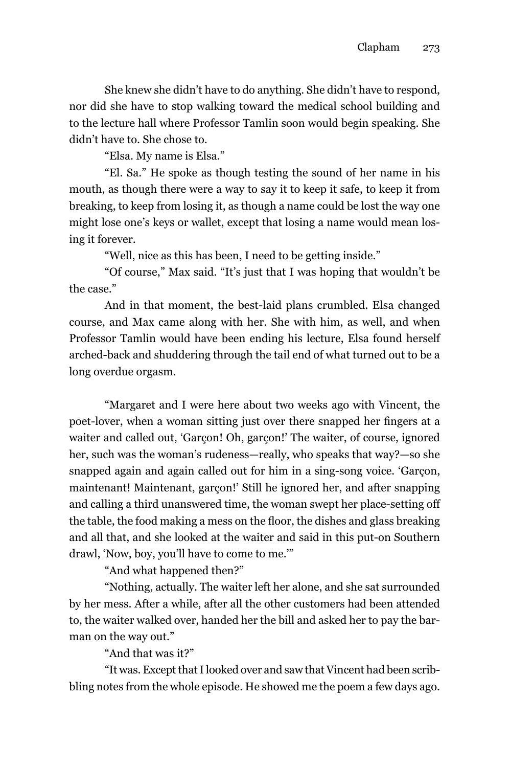She knew she didn't have to do anything. She didn't have to respond, nor did she have to stop walking toward the medical school building and to the lecture hall where Professor Tamlin soon would begin speaking. She didn't have to. She chose to.

"Elsa. My name is Elsa."

"El. Sa." He spoke as though testing the sound of her name in his mouth, as though there were a way to say it to keep it safe, to keep it from breaking, to keep from losing it, as though a name could be lost the way one might lose one's keys or wallet, except that losing a name would mean losing it forever.

"Well, nice as this has been, I need to be getting inside."

"Of course," Max said. "It's just that I was hoping that wouldn't be the case."

And in that moment, the best-laid plans crumbled. Elsa changed course, and Max came along with her. She with him, as well, and when Professor Tamlin would have been ending his lecture, Elsa found herself arched-back and shuddering through the tail end of what turned out to be a long overdue orgasm.

"Margaret and I were here about two weeks ago with Vincent, the poet-lover, when a woman sitting just over there snapped her fingers at a waiter and called out, 'Garçon! Oh, garçon!' The waiter, of course, ignored her, such was the woman's rudeness—really, who speaks that way?—so she snapped again and again called out for him in a sing-song voice. 'Garçon, maintenant! Maintenant, garçon!' Still he ignored her, and after snapping and calling a third unanswered time, the woman swept her place-setting off the table, the food making a mess on the floor, the dishes and glass breaking and all that, and she looked at the waiter and said in this put-on Southern drawl, 'Now, boy, you'll have to come to me.'"

"And what happened then?"

"Nothing, actually. The waiter left her alone, and she sat surrounded by her mess. After a while, after all the other customers had been attended to, the waiter walked over, handed her the bill and asked her to pay the barman on the way out."

"And that was it?"

"It was. Except that I looked over and saw that Vincent had been scribbling notes from the whole episode. He showed me the poem a few days ago.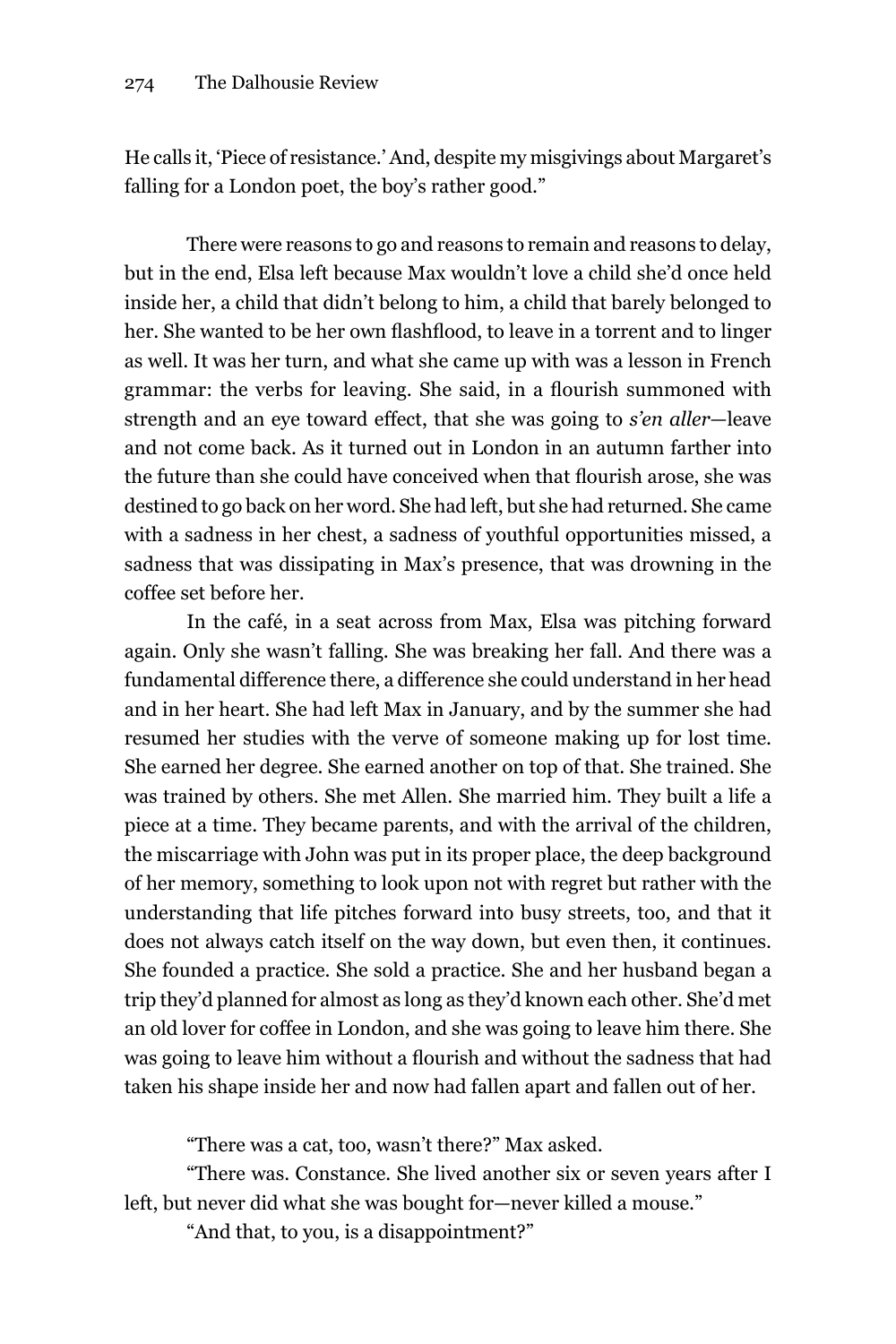He calls it, 'Piece of resistance.' And, despite my misgivings about Margaret's falling for a London poet, the boy's rather good."

There were reasons to go and reasons to remain and reasons to delay, but in the end, Elsa left because Max wouldn't love a child she'd once held inside her, a child that didn't belong to him, a child that barely belonged to her. She wanted to be her own flashflood, to leave in a torrent and to linger as well. It was her turn, and what she came up with was a lesson in French grammar: the verbs for leaving. She said, in a flourish summoned with strength and an eye toward effect, that she was going to *s'en aller*—leave and not come back. As it turned out in London in an autumn farther into the future than she could have conceived when that flourish arose, she was destined to go back on her word. She had left, but she had returned. She came with a sadness in her chest, a sadness of youthful opportunities missed, a sadness that was dissipating in Max's presence, that was drowning in the coffee set before her.

In the café, in a seat across from Max, Elsa was pitching forward again. Only she wasn't falling. She was breaking her fall. And there was a fundamental difference there, a difference she could understand in her head and in her heart. She had left Max in January, and by the summer she had resumed her studies with the verve of someone making up for lost time. She earned her degree. She earned another on top of that. She trained. She was trained by others. She met Allen. She married him. They built a life a piece at a time. They became parents, and with the arrival of the children, the miscarriage with John was put in its proper place, the deep background of her memory, something to look upon not with regret but rather with the understanding that life pitches forward into busy streets, too, and that it does not always catch itself on the way down, but even then, it continues. She founded a practice. She sold a practice. She and her husband began a trip they'd planned for almost as long as they'd known each other. She'd met an old lover for coffee in London, and she was going to leave him there. She was going to leave him without a flourish and without the sadness that had taken his shape inside her and now had fallen apart and fallen out of her.

"There was a cat, too, wasn't there?" Max asked.

"There was. Constance. She lived another six or seven years after I left, but never did what she was bought for—never killed a mouse."

"And that, to you, is a disappointment?"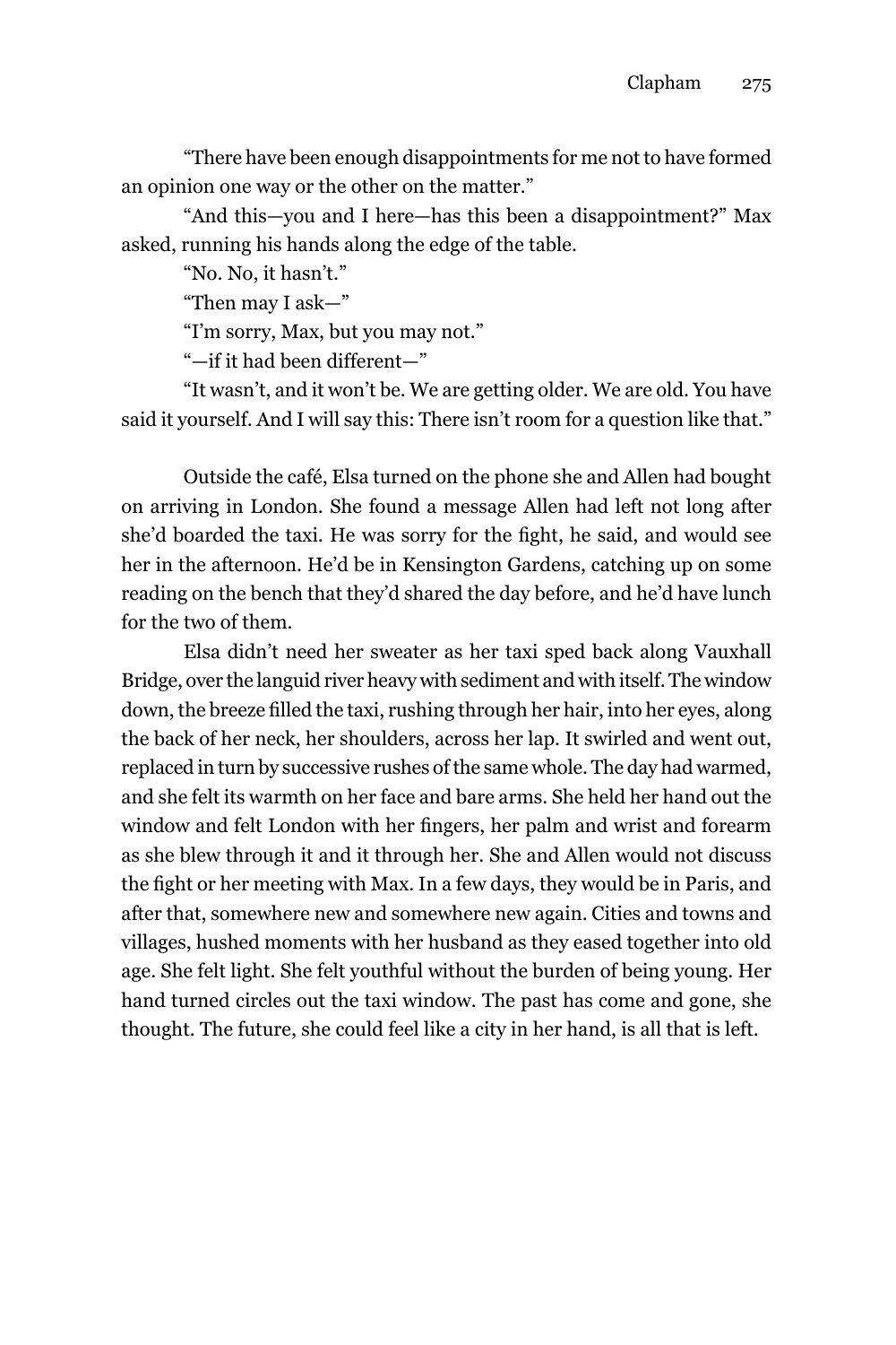"There have been enough disappointments for me not to have formed an opinion one way or the other on the matter."

"And this—you and I here—has this been a disappointment?" Max asked, running his hands along the edge of the table.

"No. No, it hasn't."

"Then may I ask—"

"I'm sorry, Max, but you may not."

"—if it had been different—"

"It wasn't, and it won't be. We are getting older. We are old. You have said it yourself. And I will say this: There isn't room for a question like that."

Outside the café, Elsa turned on the phone she and Allen had bought on arriving in London. She found a message Allen had left not long after she'd boarded the taxi. He was sorry for the fight, he said, and would see her in the afternoon. He'd be in Kensington Gardens, catching up on some reading on the bench that they'd shared the day before, and he'd have lunch for the two of them.

Elsa didn't need her sweater as her taxi sped back along Vauxhall Bridge, over the languid river heavy with sediment and with itself. The window down, the breeze filled the taxi, rushing through her hair, into her eyes, along the back of her neck, her shoulders, across her lap. It swirled and went out, replaced in turn by successive rushes of the same whole. The day had warmed, and she felt its warmth on her face and bare arms. She held her hand out the window and felt London with her fingers, her palm and wrist and forearm as she blew through it and it through her. She and Allen would not discuss the fight or her meeting with Max. In a few days, they would be in Paris, and after that, somewhere new and somewhere new again. Cities and towns and villages, hushed moments with her husband as they eased together into old age. She felt light. She felt youthful without the burden of being young. Her hand turned circles out the taxi window. The past has come and gone, she thought. The future, she could feel like a city in her hand, is all that is left.